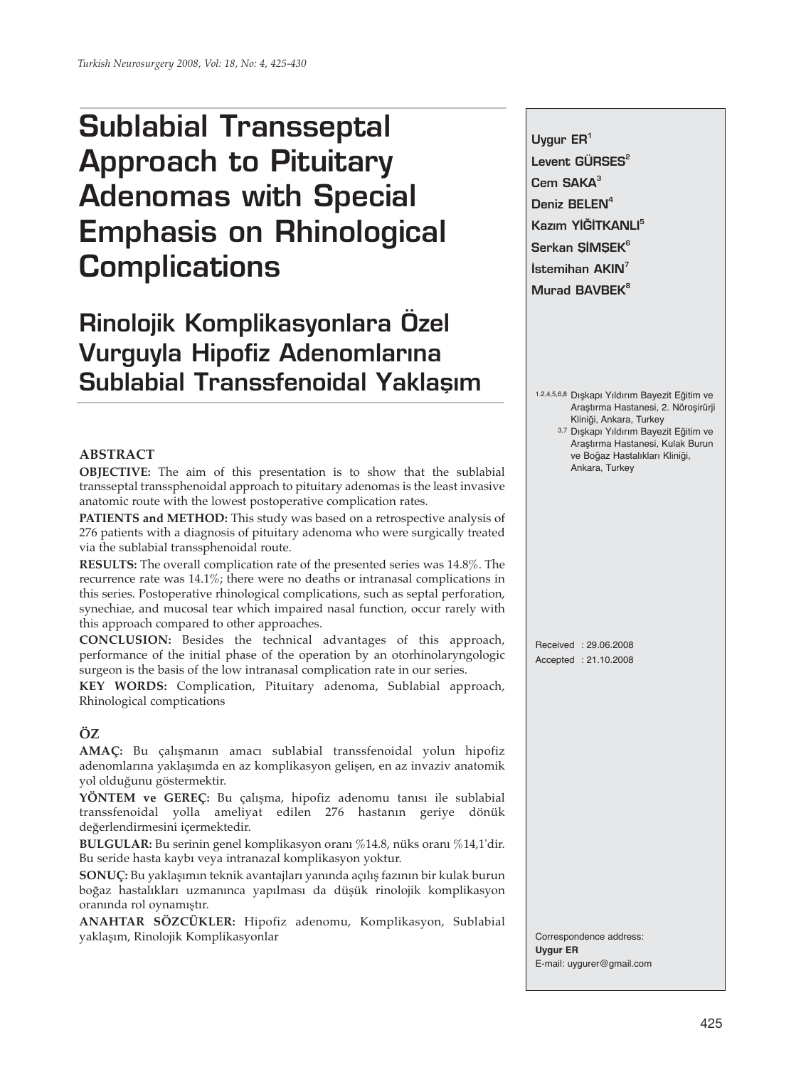# Sublabial Transseptal Approach to Pituitary Adenomas with Special Emphasis on Rhinological Complications

# Rinolojik Komplikasyonlara Özel Vurguyla Hipofiz Adenomlarına Sublabial Transsfenoidal Yaklaşım

**Uygur ER**[1]
**Levent GÜRSES**[2]
**Cem SAKA**[3]
**Deniz BELEN**[4]
**Kazım YIĞITKANLI**[5]
**Serkan ŞIMŞEK**[6]
**İstemihan AKIN**[7]
**Murad BAVBEK**[8]

[1,2,4,5,6,8] Dışkapı Yıldırım Bayezit Eğitim ve Araştırma Hastanesi, 2. Nöroşirürji Kliniği, Ankara, Turkey

[3,7] Dışkapı Yıldırım Bayezit Eğitim ve Araştırma Hastanesi, Kulak Burun ve Boğaz Hastalıkları Kliniği, Ankara, Turkey

Received : 29.06.2008
Accepted : 21.10.2008

Correspondence address:
**Uygur ER**
E-mail: uygurer@gmail.com

## ABSTRACT

**OBJECTIVE:** The aim of this presentation is to show that the sublabial transseptal transsphenoidal approach to pituitary adenomas is the least invasive anatomic route with the lowest postoperative complication rates.

**PATIENTS and METHOD:** This study was based on a retrospective analysis of 276 patients with a diagnosis of pituitary adenoma who were surgically treated via the sublabial transsphenoidal route.

**RESULTS:** The overall complication rate of the presented series was 14.8%. The recurrence rate was 14.1%; there were no deaths or intranasal complications in this series. Postoperative rhinological complications, such as septal perforation, synechiae, and mucosal tear which impaired nasal function, occur rarely with this approach compared to other approaches.

**CONCLUSION:** Besides the technical advantages of this approach, performance of the initial phase of the operation by an otorhinolaryngologic surgeon is the basis of the low intranasal complication rate in our series.

**KEY WORDS:** Complication, Pituitary adenoma, Sublabial approach, Rhinological comptications

## ÖZ

**AMAÇ:** Bu çalışmanın amacı sublabial transsfenoidal yolun hipofiz adenomlarına yaklaşımda en az komplikasyon gelişen, en az invaziv anatomik yol olduğunu göstermektir.

**YÖNTEM ve GEREÇ:** Bu çalışma, hipofiz adenomu tanısı ile sublabial transsfenoidal yolla ameliyat edilen 276 hastanın geriye dönük değerlendirmesini içermektedir.

**BULGULAR:** Bu serinin genel komplikasyon oranı %14.8, nüks oranı %14,1'dir. Bu seride hasta kaybı veya intranazal komplikasyon yoktur.

**SONUÇ:** Bu yaklaşımın teknik avantajları yanında açılış fazının bir kulak burun boğaz hastalıkları uzmanınca yapılması da düşük rinolojik komplikasyon oranında rol oynamıştır.

**ANAHTAR SÖZCÜKLER:** Hipofiz adenomu, Komplikasyon, Sublabial yaklaşım, Rinolojik Komplikasyonlar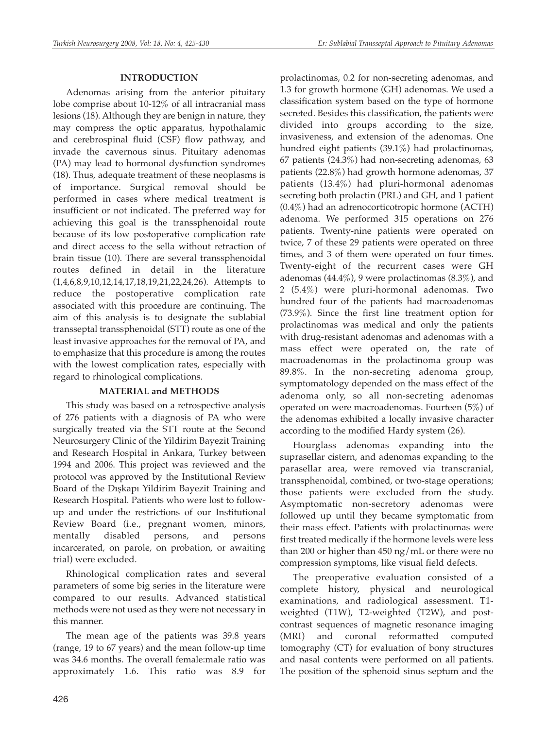## INTRODUCTION

Adenomas arising from the anterior pituitary lobe comprise about 10-12% of all intracranial mass lesions (18). Although they are benign in nature, they may compress the optic apparatus, hypothalamic and cerebrospinal fluid (CSF) flow pathway, and invade the cavernous sinus. Pituitary adenomas (PA) may lead to hormonal dysfunction syndromes (18). Thus, adequate treatment of these neoplasms is of importance. Surgical removal should be performed in cases where medical treatment is insufficient or not indicated. The preferred way for achieving this goal is the transsphenoidal route because of its low postoperative complication rate and direct access to the sella without retraction of brain tissue (10). There are several transsphenoidal routes defined in detail in the literature (1,4,6,8,9,10,12,14,17,18,19,21,22,24,26). Attempts to reduce the postoperative complication rate associated with this procedure are continuing. The aim of this analysis is to designate the sublabial transseptal transsphenoidal (STT) route as one of the least invasive approaches for the removal of PA, and to emphasize that this procedure is among the routes with the lowest complication rates, especially with regard to rhinological complications.

## MATERIAL and METHODS

This study was based on a retrospective analysis of 276 patients with a diagnosis of PA who were surgically treated via the STT route at the Second Neurosurgery Clinic of the Yildirim Bayezit Training and Research Hospital in Ankara, Turkey between 1994 and 2006. This project was reviewed and the protocol was approved by the Institutional Review Board of the Dışkapı Yildirim Bayezit Training and Research Hospital. Patients who were lost to follow-up and under the restrictions of our Institutional Review Board (i.e., pregnant women, minors, mentally disabled persons, and persons incarcerated, on parole, on probation, or awaiting trial) were excluded.

Rhinological complication rates and several parameters of some big series in the literature were compared to our results. Advanced statistical methods were not used as they were not necessary in this manner.

The mean age of the patients was 39.8 years (range, 19 to 67 years) and the mean follow-up time was 34.6 months. The overall female:male ratio was approximately 1.6. This ratio was 8.9 for prolactinomas, 0.2 for non-secreting adenomas, and 1.3 for growth hormone (GH) adenomas. We used a classification system based on the type of hormone secreted. Besides this classification, the patients were divided into groups according to the size, invasiveness, and extension of the adenomas. One hundred eight patients (39.1%) had prolactinomas, 67 patients (24.3%) had non-secreting adenomas, 63 patients (22.8%) had growth hormone adenomas, 37 patients (13.4%) had pluri-hormonal adenomas secreting both prolactin (PRL) and GH, and 1 patient (0.4%) had an adrenocorticotropic hormone (ACTH) adenoma. We performed 315 operations on 276 patients. Twenty-nine patients were operated on twice, 7 of these 29 patients were operated on three times, and 3 of them were operated on four times. Twenty-eight of the recurrent cases were GH adenomas (44.4%), 9 were prolactinomas (8.3%), and 2 (5.4%) were pluri-hormonal adenomas. Two hundred four of the patients had macroadenomas (73.9%). Since the first line treatment option for prolactinomas was medical and only the patients with drug-resistant adenomas and adenomas with a mass effect were operated on, the rate of macroadenomas in the prolactinoma group was 89.8%. In the non-secreting adenoma group, symptomatology depended on the mass effect of the adenoma only, so all non-secreting adenomas operated on were macroadenomas. Fourteen (5%) of the adenomas exhibited a locally invasive character according to the modified Hardy system (26).

Hourglass adenomas expanding into the suprasellar cistern, and adenomas expanding to the parasellar area, were removed via transcranial, transsphenoidal, combined, or two-stage operations; those patients were excluded from the study. Asymptomatic non-secretory adenomas were followed up until they became symptomatic from their mass effect. Patients with prolactinomas were first treated medically if the hormone levels were less than 200 or higher than 450 ng/mL or there were no compression symptoms, like visual field defects.

The preoperative evaluation consisted of a complete history, physical and neurological examinations, and radiological assessment. T1-weighted (T1W), T2-weighted (T2W), and post-contrast sequences of magnetic resonance imaging (MRI) and coronal reformatted computed tomography (CT) for evaluation of bony structures and nasal contents were performed on all patients. The position of the sphenoid sinus septum and the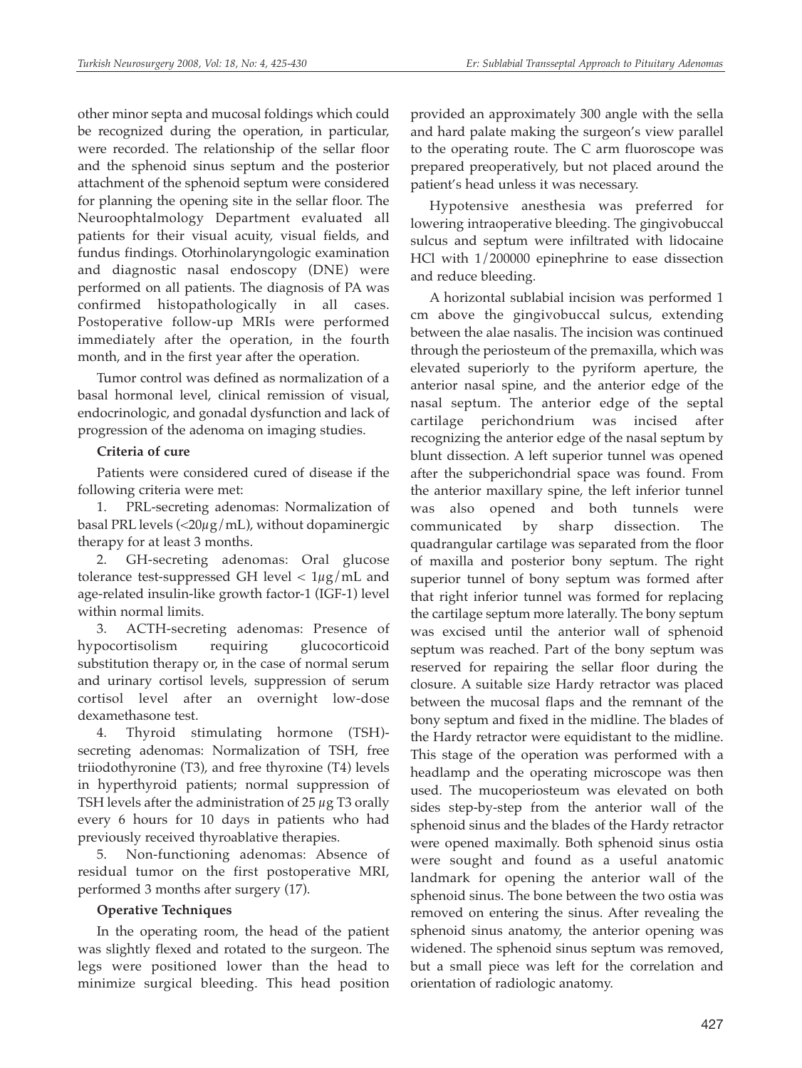other minor septa and mucosal foldings which could be recognized during the operation, in particular, were recorded. The relationship of the sellar floor and the sphenoid sinus septum and the posterior attachment of the sphenoid septum were considered for planning the opening site in the sellar floor. The Neuroophtalmology Department evaluated all patients for their visual acuity, visual fields, and fundus findings. Otorhinolaryngologic examination and diagnostic nasal endoscopy (DNE) were performed on all patients. The diagnosis of PA was confirmed histopathologically in all cases. Postoperative follow-up MRIs were performed immediately after the operation, in the fourth month, and in the first year after the operation.

Tumor control was defined as normalization of a basal hormonal level, clinical remission of visual, endocrinologic, and gonadal dysfunction and lack of progression of the adenoma on imaging studies.

**Criteria of cure**

Patients were considered cured of disease if the following criteria were met:

1. PRL-secreting adenomas: Normalization of basal PRL levels ($<20\mu g/mL$), without dopaminergic therapy for at least 3 months.
2. GH-secreting adenomas: Oral glucose tolerance test-suppressed GH level $< 1\mu g/mL$ and age-related insulin-like growth factor-1 (IGF-1) level within normal limits.
3. ACTH-secreting adenomas: Presence of hypocortisolism requiring glucocorticoid substitution therapy or, in the case of normal serum and urinary cortisol levels, suppression of serum cortisol level after an overnight low-dose dexamethasone test.
4. Thyroid stimulating hormone (TSH)-secreting adenomas: Normalization of TSH, free triiodothyronine (T3), and free thyroxine (T4) levels in hyperthyroid patients; normal suppression of TSH levels after the administration of 25 $\mu g$ T3 orally every 6 hours for 10 days in patients who had previously received thyroablative therapies.
5. Non-functioning adenomas: Absence of residual tumor on the first postoperative MRI, performed 3 months after surgery (17).

**Operative Techniques**

In the operating room, the head of the patient was slightly flexed and rotated to the surgeon. The legs were positioned lower than the head to minimize surgical bleeding. This head position provided an approximately 300 angle with the sella and hard palate making the surgeon's view parallel to the operating route. The C arm fluoroscope was prepared preoperatively, but not placed around the patient's head unless it was necessary.

Hypotensive anesthesia was preferred for lowering intraoperative bleeding. The gingivobuccal sulcus and septum were infiltrated with lidocaine HCl with 1/200000 epinephrine to ease dissection and reduce bleeding.

A horizontal sublabial incision was performed 1 cm above the gingivobuccal sulcus, extending between the alae nasalis. The incision was continued through the periosteum of the premaxilla, which was elevated superiorly to the pyriform aperture, the anterior nasal spine, and the anterior edge of the nasal septum. The anterior edge of the septal cartilage perichondrium was incised after recognizing the anterior edge of the nasal septum by blunt dissection. A left superior tunnel was opened after the subperichondrial space was found. From the anterior maxillary spine, the left inferior tunnel was also opened and both tunnels were communicated by sharp dissection. The quadrangular cartilage was separated from the floor of maxilla and posterior bony septum. The right superior tunnel of bony septum was formed after that right inferior tunnel was formed for replacing the cartilage septum more laterally. The bony septum was excised until the anterior wall of sphenoid septum was reached. Part of the bony septum was reserved for repairing the sellar floor during the closure. A suitable size Hardy retractor was placed between the mucosal flaps and the remnant of the bony septum and fixed in the midline. The blades of the Hardy retractor were equidistant to the midline. This stage of the operation was performed with a headlamp and the operating microscope was then used. The mucoperiosteum was elevated on both sides step-by-step from the anterior wall of the sphenoid sinus and the blades of the Hardy retractor were opened maximally. Both sphenoid sinus ostia were sought and found as a useful anatomic landmark for opening the anterior wall of the sphenoid sinus. The bone between the two ostia was removed on entering the sinus. After revealing the sphenoid sinus anatomy, the anterior opening was widened. The sphenoid sinus septum was removed, but a small piece was left for the correlation and orientation of radiologic anatomy.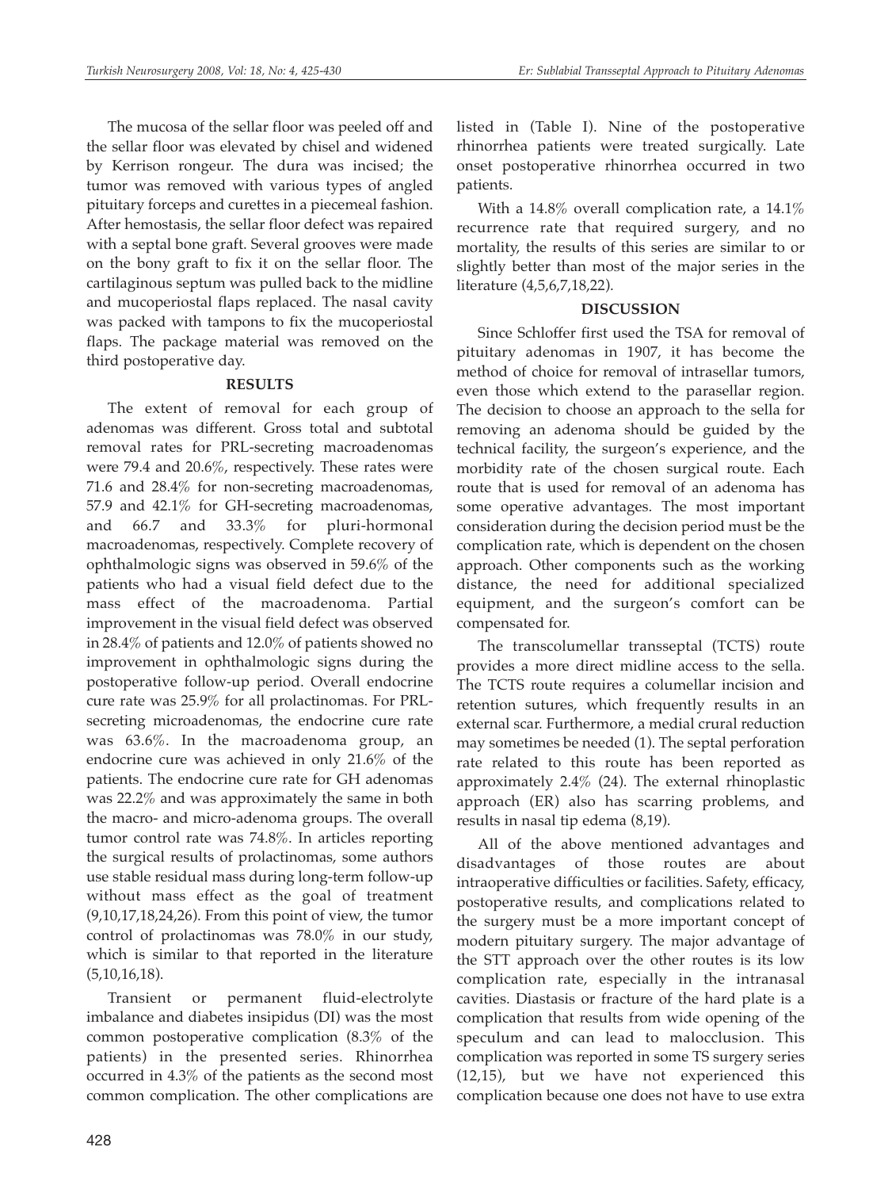The mucosa of the sellar floor was peeled off and the sellar floor was elevated by chisel and widened by Kerrison rongeur. The dura was incised; the tumor was removed with various types of angled pituitary forceps and curettes in a piecemeal fashion. After hemostasis, the sellar floor defect was repaired with a septal bone graft. Several grooves were made on the bony graft to fix it on the sellar floor. The cartilaginous septum was pulled back to the midline and mucoperiostal flaps replaced. The nasal cavity was packed with tampons to fix the mucoperiostal flaps. The package material was removed on the third postoperative day.

## RESULTS

The extent of removal for each group of adenomas was different. Gross total and subtotal removal rates for PRL-secreting macroadenomas were 79.4 and 20.6%, respectively. These rates were 71.6 and 28.4% for non-secreting macroadenomas, 57.9 and 42.1% for GH-secreting macroadenomas, and 66.7 and 33.3% for pluri-hormonal macroadenomas, respectively. Complete recovery of ophthalmologic signs was observed in 59.6% of the patients who had a visual field defect due to the mass effect of the macroadenoma. Partial improvement in the visual field defect was observed in 28.4% of patients and 12.0% of patients showed no improvement in ophthalmologic signs during the postoperative follow-up period. Overall endocrine cure rate was 25.9% for all prolactinomas. For PRL-secreting microadenomas, the endocrine cure rate was 63.6%. In the macroadenoma group, an endocrine cure was achieved in only 21.6% of the patients. The endocrine cure rate for GH adenomas was 22.2% and was approximately the same in both the macro- and micro-adenoma groups. The overall tumor control rate was 74.8%. In articles reporting the surgical results of prolactinomas, some authors use stable residual mass during long-term follow-up without mass effect as the goal of treatment (9,10,17,18,24,26). From this point of view, the tumor control of prolactinomas was 78.0% in our study, which is similar to that reported in the literature (5,10,16,18).

Transient or permanent fluid-electrolyte imbalance and diabetes insipidus (DI) was the most common postoperative complication (8.3% of the patients) in the presented series. Rhinorrhea occurred in 4.3% of the patients as the second most common complication. The other complications are listed in (Table I). Nine of the postoperative rhinorrhea patients were treated surgically. Late onset postoperative rhinorrhea occurred in two patients.

With a 14.8% overall complication rate, a 14.1% recurrence rate that required surgery, and no mortality, the results of this series are similar to or slightly better than most of the major series in the literature (4,5,6,7,18,22).

## DISCUSSION

Since Schloffer first used the TSA for removal of pituitary adenomas in 1907, it has become the method of choice for removal of intrasellar tumors, even those which extend to the parasellar region. The decision to choose an approach to the sella for removing an adenoma should be guided by the technical facility, the surgeon's experience, and the morbidity rate of the chosen surgical route. Each route that is used for removal of an adenoma has some operative advantages. The most important consideration during the decision period must be the complication rate, which is dependent on the chosen approach. Other components such as the working distance, the need for additional specialized equipment, and the surgeon's comfort can be compensated for.

The transcolumellar transseptal (TCTS) route provides a more direct midline access to the sella. The TCTS route requires a columellar incision and retention sutures, which frequently results in an external scar. Furthermore, a medial crural reduction may sometimes be needed (1). The septal perforation rate related to this route has been reported as approximately 2.4% (24). The external rhinoplastic approach (ER) also has scarring problems, and results in nasal tip edema (8,19).

All of the above mentioned advantages and disadvantages of those routes are about intraoperative difficulties or facilities. Safety, efficacy, postoperative results, and complications related to the surgery must be a more important concept of modern pituitary surgery. The major advantage of the STT approach over the other routes is its low complication rate, especially in the intranasal cavities. Diastasis or fracture of the hard plate is a complication that results from wide opening of the speculum and can lead to malocclusion. This complication was reported in some TS surgery series (12,15), but we have not experienced this complication because one does not have to use extra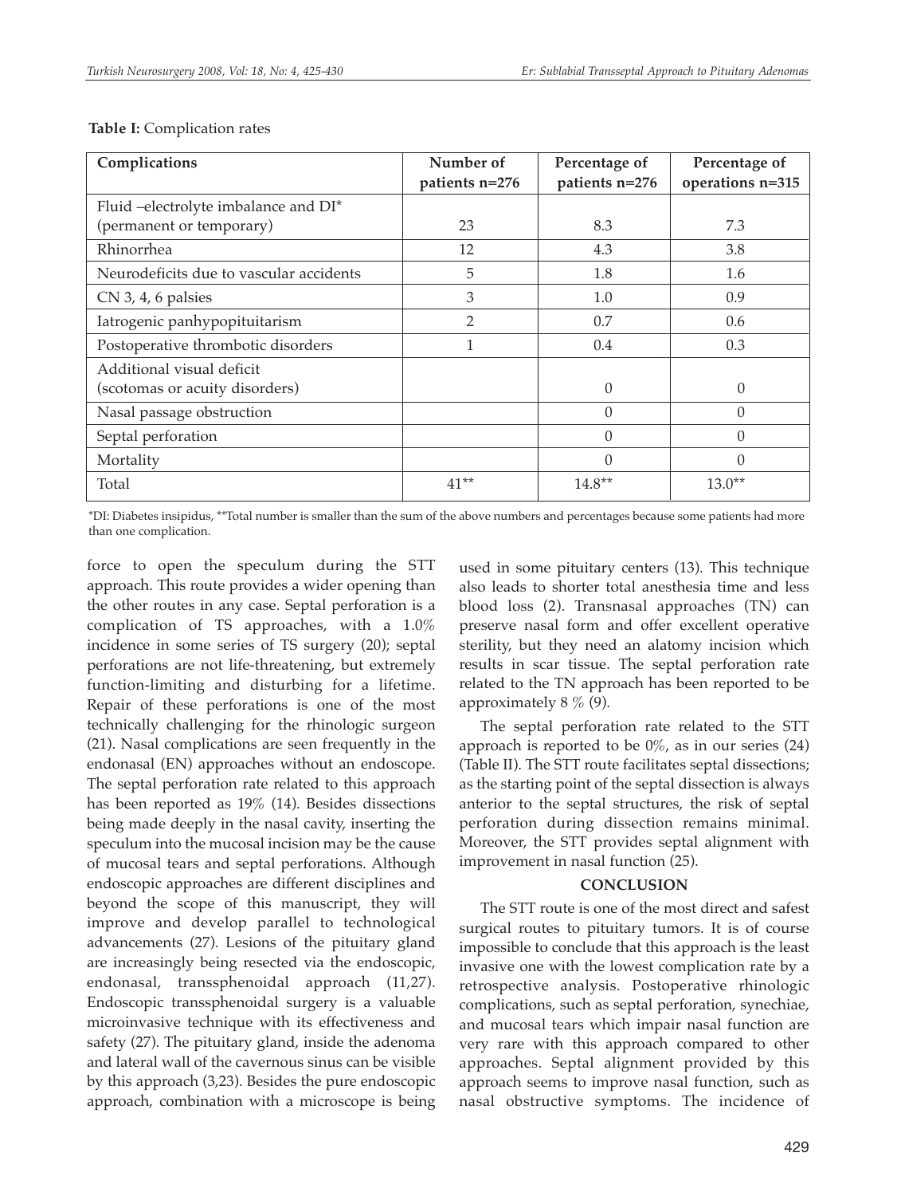**Table I:** Complication rates

| Complications | Number of patients n=276 | Percentage of patients n=276 | Percentage of operations n=315 |
|---|---|---|---|
| Fluid –electrolyte imbalance and DI* (permanent or temporary) | 23 | 8.3 | 7.3 |
| Rhinorrhea | 12 | 4.3 | 3.8 |
| Neurodeficits due to vascular accidents | 5 | 1.8 | 1.6 |
| CN 3, 4, 6 palsies | 3 | 1.0 | 0.9 |
| Iatrogenic panhypopituitarism | 2 | 0.7 | 0.6 |
| Postoperative thrombotic disorders | 1 | 0.4 | 0.3 |
| Additional visual deficit (scotomas or acuity disorders) | | 0 | 0 |
| Nasal passage obstruction | | 0 | 0 |
| Septal perforation | | 0 | 0 |
| Mortality | | 0 | 0 |
| Total | 41** | 14.8** | 13.0** |

*DI: Diabetes insipidus, **Total number is smaller than the sum of the above numbers and percentages because some patients had more than one complication.

force to open the speculum during the STT approach. This route provides a wider opening than the other routes in any case. Septal perforation is a complication of TS approaches, with a 1.0% incidence in some series of TS surgery (20); septal perforations are not life-threatening, but extremely function-limiting and disturbing for a lifetime. Repair of these perforations is one of the most technically challenging for the rhinologic surgeon (21). Nasal complications are seen frequently in the endonasal (EN) approaches without an endoscope. The septal perforation rate related to this approach has been reported as 19% (14). Besides dissections being made deeply in the nasal cavity, inserting the speculum into the mucosal incision may be the cause of mucosal tears and septal perforations. Although endoscopic approaches are different disciplines and beyond the scope of this manuscript, they will improve and develop parallel to technological advancements (27). Lesions of the pituitary gland are increasingly being resected via the endoscopic, endonasal, transsphenoidal approach (11,27). Endoscopic transsphenoidal surgery is a valuable microinvasive technique with its effectiveness and safety (27). The pituitary gland, inside the adenoma and lateral wall of the cavernous sinus can be visible by this approach (3,23). Besides the pure endoscopic approach, combination with a microscope is being used in some pituitary centers (13). This technique also leads to shorter total anesthesia time and less blood loss (2). Transnasal approaches (TN) can preserve nasal form and offer excellent operative sterility, but they need an alatomy incision which results in scar tissue. The septal perforation rate related to the TN approach has been reported to be approximately 8 % (9).

The septal perforation rate related to the STT approach is reported to be 0%, as in our series (24) (Table II). The STT route facilitates septal dissections; as the starting point of the septal dissection is always anterior to the septal structures, the risk of septal perforation during dissection remains minimal. Moreover, the STT provides septal alignment with improvement in nasal function (25).

## CONCLUSION

The STT route is one of the most direct and safest surgical routes to pituitary tumors. It is of course impossible to conclude that this approach is the least invasive one with the lowest complication rate by a retrospective analysis. Postoperative rhinologic complications, such as septal perforation, synechiae, and mucosal tears which impair nasal function are very rare with this approach compared to other approaches. Septal alignment provided by this approach seems to improve nasal function, such as nasal obstructive symptoms. The incidence of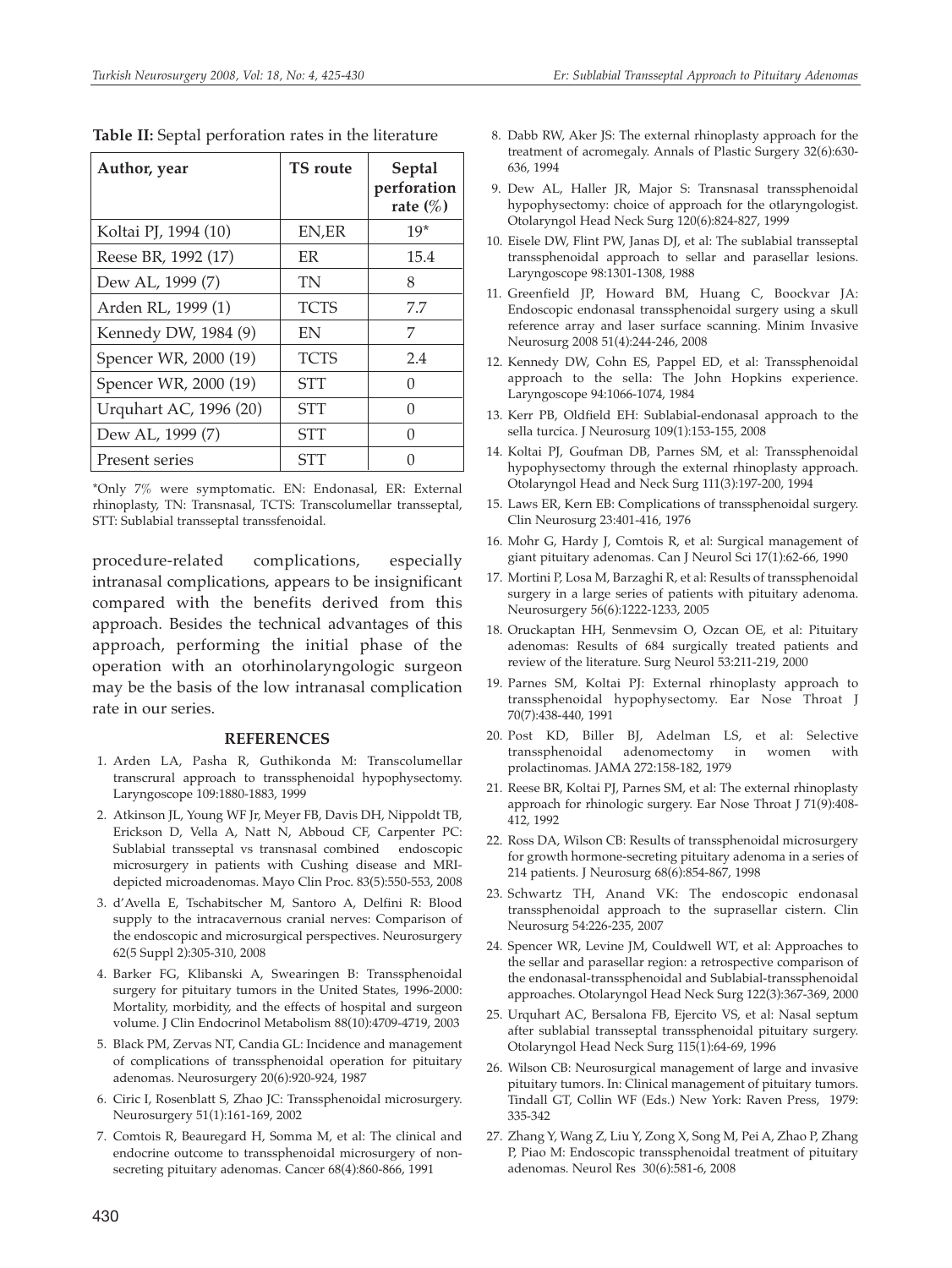**Table II:** Septal perforation rates in the literature

| Author, year | TS route | Septal perforation rate (%) |
|---|---|---|
| Koltai PJ, 1994 (10) | EN,ER | 19* |
| Reese BR, 1992 (17) | ER | 15.4 |
| Dew AL, 1999 (7) | TN | 8 |
| Arden RL, 1999 (1) | TCTS | 7.7 |
| Kennedy DW, 1984 (9) | EN | 7 |
| Spencer WR, 2000 (19) | TCTS | 2.4 |
| Spencer WR, 2000 (19) | STT | 0 |
| Urquhart AC, 1996 (20) | STT | 0 |
| Dew AL, 1999 (7) | STT | 0 |
| Present series | STT | 0 |

*Only 7% were symptomatic. EN: Endonasal, ER: External rhinoplasty, TN: Transnasal, TCTS: Transcolumellar transseptal, STT: Sublabial transseptal transsfenoidal.

procedure-related complications, especially intranasal complications, appears to be insignificant compared with the benefits derived from this approach. Besides the technical advantages of this approach, performing the initial phase of the operation with an otorhinolaryngologic surgeon may be the basis of the low intranasal complication rate in our series.

## REFERENCES

1. Arden LA, Pasha R, Guthikonda M: Transcolumellar transcrural approach to transsphenoidal hypophysectomy. Laryngoscope 109:1880-1883, 1999
2. Atkinson JL, Young WF Jr, Meyer FB, Davis DH, Nippoldt TB, Erickson D, Vella A, Natt N, Abboud CF, Carpenter PC: Sublabial transseptal vs transnasal combined endoscopic microsurgery in patients with Cushing disease and MRI-depicted microadenomas. Mayo Clin Proc. 83(5):550-553, 2008
3. d'Avella E, Tschabitscher M, Santoro A, Delfini R: Blood supply to the intracavernous cranial nerves: Comparison of the endoscopic and microsurgical perspectives. Neurosurgery 62(5 Suppl 2):305-310, 2008
4. Barker FG, Klibanski A, Swearingen B: Transsphenoidal surgery for pituitary tumors in the United States, 1996-2000: Mortality, morbidity, and the effects of hospital and surgeon volume. J Clin Endocrinol Metabolism 88(10):4709-4719, 2003
5. Black PM, Zervas NT, Candia GL: Incidence and management of complications of transsphenoidal operation for pituitary adenomas. Neurosurgery 20(6):920-924, 1987
6. Ciric I, Rosenblatt S, Zhao JC: Transsphenoidal microsurgery. Neurosurgery 51(1):161-169, 2002
7. Comtois R, Beauregard H, Somma M, et al: The clinical and endocrine outcome to transsphenoidal microsurgery of non-secreting pituitary adenomas. Cancer 68(4):860-866, 1991
8. Dabb RW, Aker JS: The external rhinoplasty approach for the treatment of acromegaly. Annals of Plastic Surgery 32(6):630-636, 1994
9. Dew AL, Haller JR, Major S: Transnasal transsphenoidal hypophysectomy: choice of approach for the otlaryngologist. Otolaryngol Head Neck Surg 120(6):824-827, 1999
10. Eisele DW, Flint PW, Janas DJ, et al: The sublabial transseptal transsphenoidal approach to sellar and parasellar lesions. Laryngoscope 98:1301-1308, 1988
11. Greenfield JP, Howard BM, Huang C, Boockvar JA: Endoscopic endonasal transsphenoidal surgery using a skull reference array and laser surface scanning. Minim Invasive Neurosurg 2008 51(4):244-246, 2008
12. Kennedy DW, Cohn ES, Pappel ED, et al: Transsphenoidal approach to the sella: The John Hopkins experience. Laryngoscope 94:1066-1074, 1984
13. Kerr PB, Oldfield EH: Sublabial-endonasal approach to the sella turcica. J Neurosurg 109(1):153-155, 2008
14. Koltai PJ, Goufman DB, Parnes SM, et al: Transsphenoidal hypophysectomy through the external rhinoplasty approach. Otolaryngol Head and Neck Surg 111(3):197-200, 1994
15. Laws ER, Kern EB: Complications of transsphenoidal surgery. Clin Neurosurg 23:401-416, 1976
16. Mohr G, Hardy J, Comtois R, et al: Surgical management of giant pituitary adenomas. Can J Neurol Sci 17(1):62-66, 1990
17. Mortini P, Losa M, Barzaghi R, et al: Results of transsphenoidal surgery in a large series of patients with pituitary adenoma. Neurosurgery 56(6):1222-1233, 2005
18. Oruckaptan HH, Senmevsim O, Ozcan OE, et al: Pituitary adenomas: Results of 684 surgically treated patients and review of the literature. Surg Neurol 53:211-219, 2000
19. Parnes SM, Koltai PJ: External rhinoplasty approach to transsphenoidal hypophysectomy. Ear Nose Throat J 70(7):438-440, 1991
20. Post KD, Biller BJ, Adelman LS, et al: Selective transsphenoidal adenomectomy in women with prolactinomas. JAMA 272:158-182, 1979
21. Reese BR, Koltai PJ, Parnes SM, et al: The external rhinoplasty approach for rhinologic surgery. Ear Nose Throat J 71(9):408-412, 1992
22. Ross DA, Wilson CB: Results of transsphenoidal microsurgery for growth hormone-secreting pituitary adenoma in a series of 214 patients. J Neurosurg 68(6):854-867, 1998
23. Schwartz TH, Anand VK: The endoscopic endonasal transsphenoidal approach to the suprasellar cistern. Clin Neurosurg 54:226-235, 2007
24. Spencer WR, Levine JM, Couldwell WT, et al: Approaches to the sellar and parasellar region: a retrospective comparison of the endonasal-transsphenoidal and Sublabial-transsphenoidal approaches. Otolaryngol Head Neck Surg 122(3):367-369, 2000
25. Urquhart AC, Bersalona FB, Ejercito VS, et al: Nasal septum after sublabial transseptal transsphenoidal pituitary surgery. Otolaryngol Head Neck Surg 115(1):64-69, 1996
26. Wilson CB: Neurosurgical management of large and invasive pituitary tumors. In: Clinical management of pituitary tumors. Tindall GT, Collin WF (Eds.) New York: Raven Press, 1979: 335-342
27. Zhang Y, Wang Z, Liu Y, Zong X, Song M, Pei A, Zhao P, Zhang P, Piao M: Endoscopic transsphenoidal treatment of pituitary adenomas. Neurol Res 30(6):581-6, 2008